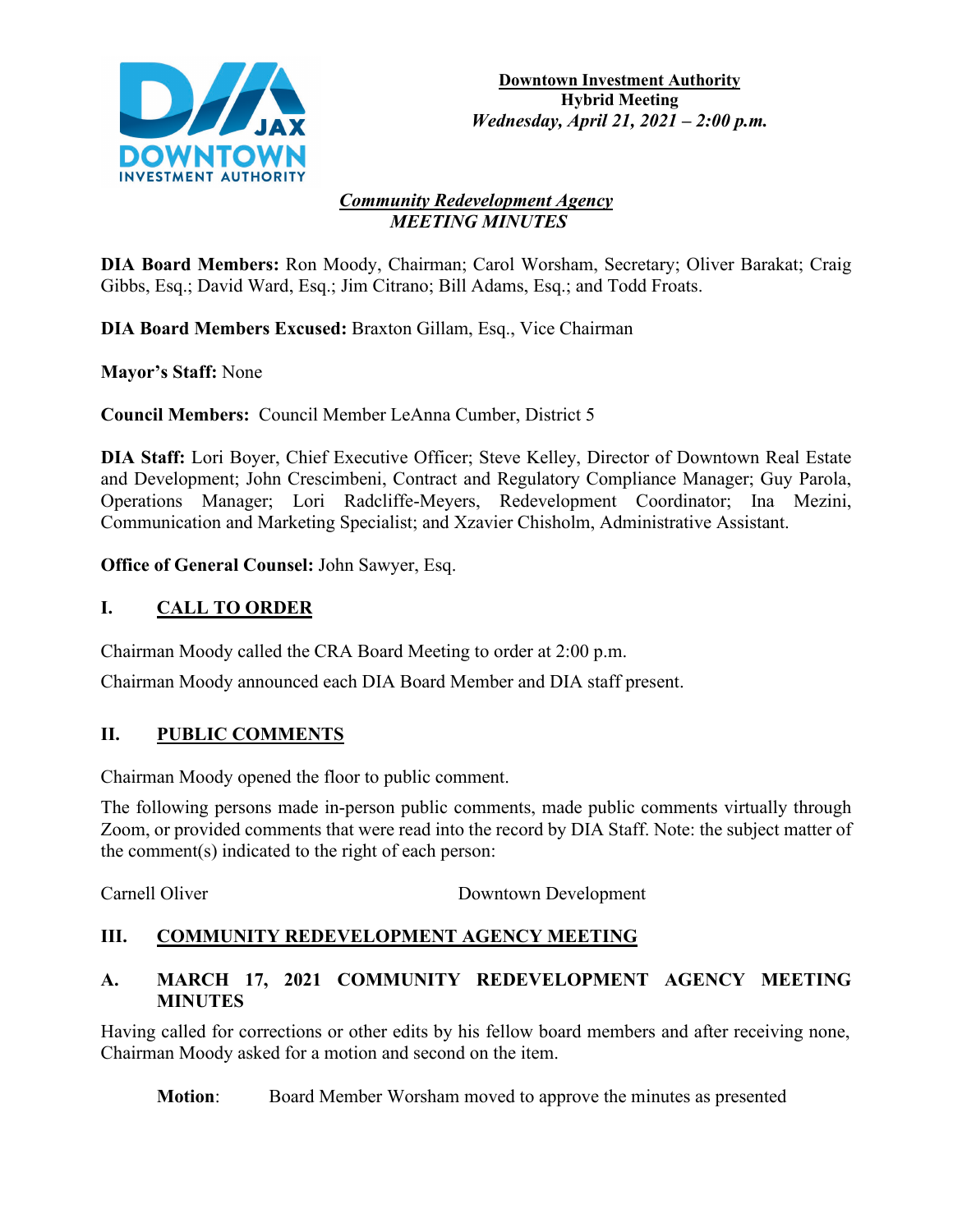**Downtown Investment Authority**
**Hybrid Meeting**
***Wednesday, April 21, 2021 – 2:00 p.m.***

***Community Redevelopment Agency***
***MEETING MINUTES***

**DIA Board Members:** Ron Moody, Chairman; Carol Worsham, Secretary; Oliver Barakat; Craig Gibbs, Esq.; David Ward, Esq.; Jim Citrano; Bill Adams, Esq.; and Todd Froats.

**DIA Board Members Excused:** Braxton Gillam, Esq., Vice Chairman

**Mayor's Staff:** None

**Council Members:** Council Member LeAnna Cumber, District 5

**DIA Staff:** Lori Boyer, Chief Executive Officer; Steve Kelley, Director of Downtown Real Estate and Development; John Crescimbeni, Contract and Regulatory Compliance Manager; Guy Parola, Operations Manager; Lori Radcliffe-Meyers, Redevelopment Coordinator; Ina Mezini, Communication and Marketing Specialist; and Xzavier Chisholm, Administrative Assistant.

**Office of General Counsel:** John Sawyer, Esq.

## I. CALL TO ORDER

Chairman Moody called the CRA Board Meeting to order at 2:00 p.m.

Chairman Moody announced each DIA Board Member and DIA staff present.

## II. PUBLIC COMMENTS

Chairman Moody opened the floor to public comment.

The following persons made in-person public comments, made public comments virtually through Zoom, or provided comments that were read into the record by DIA Staff. Note: the subject matter of the comment(s) indicated to the right of each person:

Carnell Oliver — Downtown Development

## III. COMMUNITY REDEVELOPMENT AGENCY MEETING

### A. MARCH 17, 2021 COMMUNITY REDEVELOPMENT AGENCY MEETING MINUTES

Having called for corrections or other edits by his fellow board members and after receiving none, Chairman Moody asked for a motion and second on the item.

**Motion**: Board Member Worsham moved to approve the minutes as presented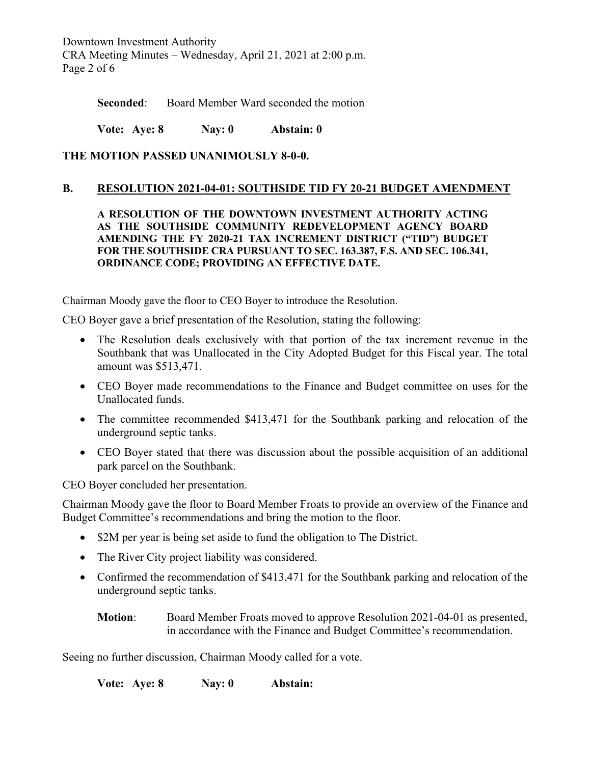**Seconded**: Board Member Ward seconded the motion

**Vote: Aye: 8 Nay: 0 Abstain: 0**

**THE MOTION PASSED UNANIMOUSLY 8-0-0.**

## B. RESOLUTION 2021-04-01: SOUTHSIDE TID FY 20-21 BUDGET AMENDMENT

**A RESOLUTION OF THE DOWNTOWN INVESTMENT AUTHORITY ACTING AS THE SOUTHSIDE COMMUNITY REDEVELOPMENT AGENCY BOARD AMENDING THE FY 2020-21 TAX INCREMENT DISTRICT ("TID") BUDGET FOR THE SOUTHSIDE CRA PURSUANT TO SEC. 163.387, F.S. AND SEC. 106.341, ORDINANCE CODE; PROVIDING AN EFFECTIVE DATE.**

Chairman Moody gave the floor to CEO Boyer to introduce the Resolution.

CEO Boyer gave a brief presentation of the Resolution, stating the following:

- The Resolution deals exclusively with that portion of the tax increment revenue in the Southbank that was Unallocated in the City Adopted Budget for this Fiscal year. The total amount was $513,471.
- CEO Boyer made recommendations to the Finance and Budget committee on uses for the Unallocated funds.
- The committee recommended $413,471 for the Southbank parking and relocation of the underground septic tanks.
- CEO Boyer stated that there was discussion about the possible acquisition of an additional park parcel on the Southbank.

CEO Boyer concluded her presentation.

Chairman Moody gave the floor to Board Member Froats to provide an overview of the Finance and Budget Committee's recommendations and bring the motion to the floor.

- $2M per year is being set aside to fund the obligation to The District.
- The River City project liability was considered.
- Confirmed the recommendation of $413,471 for the Southbank parking and relocation of the underground septic tanks.

**Motion**: Board Member Froats moved to approve Resolution 2021-04-01 as presented, in accordance with the Finance and Budget Committee's recommendation.

Seeing no further discussion, Chairman Moody called for a vote.

**Vote: Aye: 8 Nay: 0 Abstain:**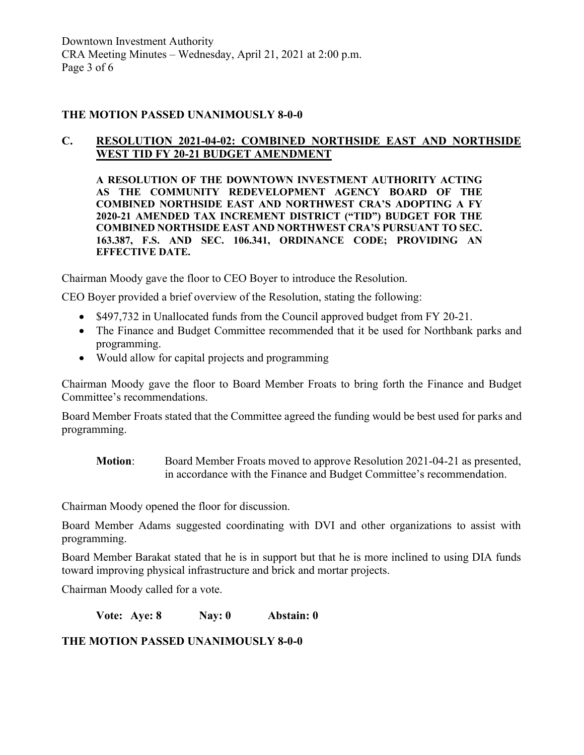**THE MOTION PASSED UNANIMOUSLY 8-0-0**

## C. RESOLUTION 2021-04-02: COMBINED NORTHSIDE EAST AND NORTHSIDE WEST TID FY 20-21 BUDGET AMENDMENT

**A RESOLUTION OF THE DOWNTOWN INVESTMENT AUTHORITY ACTING AS THE COMMUNITY REDEVELOPMENT AGENCY BOARD OF THE COMBINED NORTHSIDE EAST AND NORTHWEST CRA'S ADOPTING A FY 2020-21 AMENDED TAX INCREMENT DISTRICT ("TID") BUDGET FOR THE COMBINED NORTHSIDE EAST AND NORTHWEST CRA'S PURSUANT TO SEC. 163.387, F.S. AND SEC. 106.341, ORDINANCE CODE; PROVIDING AN EFFECTIVE DATE.**

Chairman Moody gave the floor to CEO Boyer to introduce the Resolution.

CEO Boyer provided a brief overview of the Resolution, stating the following:

- $497,732 in Unallocated funds from the Council approved budget from FY 20-21.
- The Finance and Budget Committee recommended that it be used for Northbank parks and programming.
- Would allow for capital projects and programming

Chairman Moody gave the floor to Board Member Froats to bring forth the Finance and Budget Committee's recommendations.

Board Member Froats stated that the Committee agreed the funding would be best used for parks and programming.

> **Motion**: Board Member Froats moved to approve Resolution 2021-04-21 as presented, in accordance with the Finance and Budget Committee's recommendation.

Chairman Moody opened the floor for discussion.

Board Member Adams suggested coordinating with DVI and other organizations to assist with programming.

Board Member Barakat stated that he is in support but that he is more inclined to using DIA funds toward improving physical infrastructure and brick and mortar projects.

Chairman Moody called for a vote.

**Vote: Aye: 8 Nay: 0 Abstain: 0**

**THE MOTION PASSED UNANIMOUSLY 8-0-0**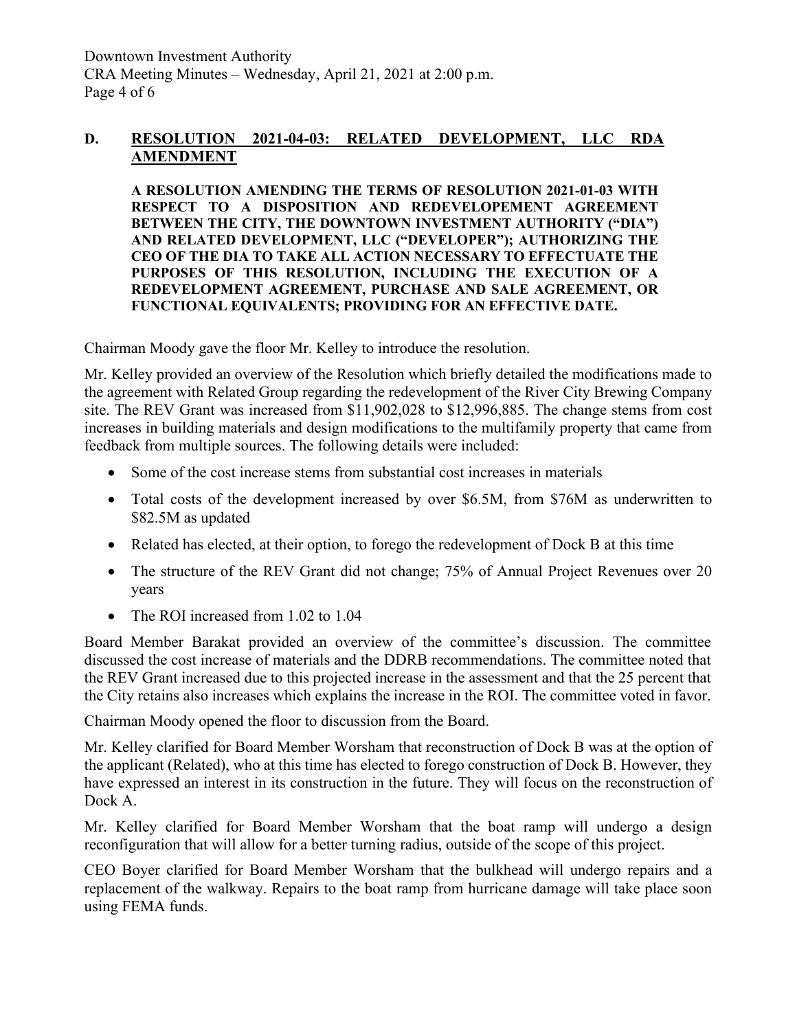## D. RESOLUTION 2021-04-03: RELATED DEVELOPMENT, LLC RDA AMENDMENT

**A RESOLUTION AMENDING THE TERMS OF RESOLUTION 2021-01-03 WITH RESPECT TO A DISPOSITION AND REDEVELOPEMENT AGREEMENT BETWEEN THE CITY, THE DOWNTOWN INVESTMENT AUTHORITY ("DIA") AND RELATED DEVELOPMENT, LLC ("DEVELOPER"); AUTHORIZING THE CEO OF THE DIA TO TAKE ALL ACTION NECESSARY TO EFFECTUATE THE PURPOSES OF THIS RESOLUTION, INCLUDING THE EXECUTION OF A REDEVELOPMENT AGREEMENT, PURCHASE AND SALE AGREEMENT, OR FUNCTIONAL EQUIVALENTS; PROVIDING FOR AN EFFECTIVE DATE.**

Chairman Moody gave the floor Mr. Kelley to introduce the resolution.

Mr. Kelley provided an overview of the Resolution which briefly detailed the modifications made to the agreement with Related Group regarding the redevelopment of the River City Brewing Company site. The REV Grant was increased from $11,902,028 to $12,996,885. The change stems from cost increases in building materials and design modifications to the multifamily property that came from feedback from multiple sources. The following details were included:

- Some of the cost increase stems from substantial cost increases in materials
- Total costs of the development increased by over $6.5M, from $76M as underwritten to $82.5M as updated
- Related has elected, at their option, to forego the redevelopment of Dock B at this time
- The structure of the REV Grant did not change; 75% of Annual Project Revenues over 20 years
- The ROI increased from 1.02 to 1.04

Board Member Barakat provided an overview of the committee's discussion. The committee discussed the cost increase of materials and the DDRB recommendations. The committee noted that the REV Grant increased due to this projected increase in the assessment and that the 25 percent that the City retains also increases which explains the increase in the ROI. The committee voted in favor.

Chairman Moody opened the floor to discussion from the Board.

Mr. Kelley clarified for Board Member Worsham that reconstruction of Dock B was at the option of the applicant (Related), who at this time has elected to forego construction of Dock B. However, they have expressed an interest in its construction in the future. They will focus on the reconstruction of Dock A.

Mr. Kelley clarified for Board Member Worsham that the boat ramp will undergo a design reconfiguration that will allow for a better turning radius, outside of the scope of this project.

CEO Boyer clarified for Board Member Worsham that the bulkhead will undergo repairs and a replacement of the walkway. Repairs to the boat ramp from hurricane damage will take place soon using FEMA funds.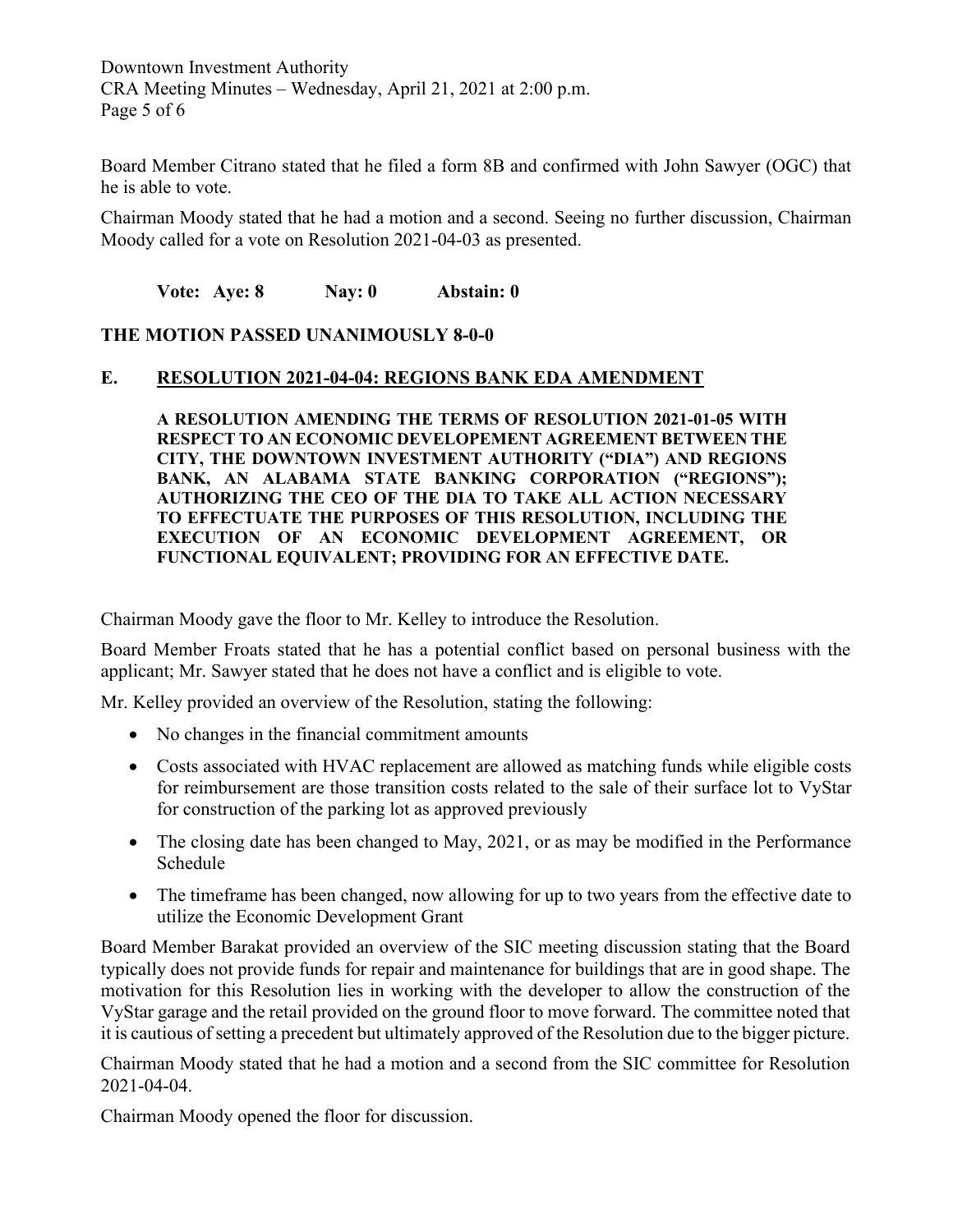Board Member Citrano stated that he filed a form 8B and confirmed with John Sawyer (OGC) that he is able to vote.

Chairman Moody stated that he had a motion and a second. Seeing no further discussion, Chairman Moody called for a vote on Resolution 2021-04-03 as presented.

**Vote: Aye: 8 Nay: 0 Abstain: 0**

**THE MOTION PASSED UNANIMOUSLY 8-0-0**

## E. RESOLUTION 2021-04-04: REGIONS BANK EDA AMENDMENT

**A RESOLUTION AMENDING THE TERMS OF RESOLUTION 2021-01-05 WITH RESPECT TO AN ECONOMIC DEVELOPEMENT AGREEMENT BETWEEN THE CITY, THE DOWNTOWN INVESTMENT AUTHORITY ("DIA") AND REGIONS BANK, AN ALABAMA STATE BANKING CORPORATION ("REGIONS"); AUTHORIZING THE CEO OF THE DIA TO TAKE ALL ACTION NECESSARY TO EFFECTUATE THE PURPOSES OF THIS RESOLUTION, INCLUDING THE EXECUTION OF AN ECONOMIC DEVELOPMENT AGREEMENT, OR FUNCTIONAL EQUIVALENT; PROVIDING FOR AN EFFECTIVE DATE.**

Chairman Moody gave the floor to Mr. Kelley to introduce the Resolution.

Board Member Froats stated that he has a potential conflict based on personal business with the applicant; Mr. Sawyer stated that he does not have a conflict and is eligible to vote.

Mr. Kelley provided an overview of the Resolution, stating the following:

- No changes in the financial commitment amounts
- Costs associated with HVAC replacement are allowed as matching funds while eligible costs for reimbursement are those transition costs related to the sale of their surface lot to VyStar for construction of the parking lot as approved previously
- The closing date has been changed to May, 2021, or as may be modified in the Performance Schedule
- The timeframe has been changed, now allowing for up to two years from the effective date to utilize the Economic Development Grant

Board Member Barakat provided an overview of the SIC meeting discussion stating that the Board typically does not provide funds for repair and maintenance for buildings that are in good shape. The motivation for this Resolution lies in working with the developer to allow the construction of the VyStar garage and the retail provided on the ground floor to move forward. The committee noted that it is cautious of setting a precedent but ultimately approved of the Resolution due to the bigger picture.

Chairman Moody stated that he had a motion and a second from the SIC committee for Resolution 2021-04-04.

Chairman Moody opened the floor for discussion.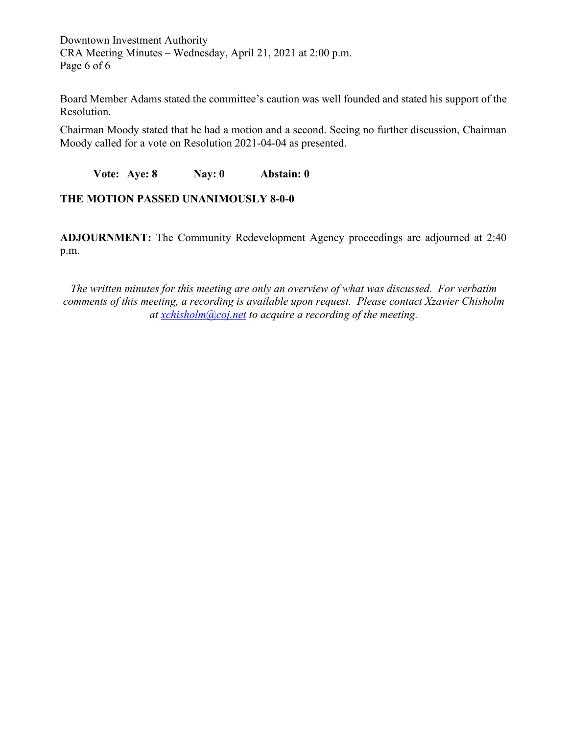Board Member Adams stated the committee's caution was well founded and stated his support of the Resolution.

Chairman Moody stated that he had a motion and a second. Seeing no further discussion, Chairman Moody called for a vote on Resolution 2021-04-04 as presented.

**Vote: Aye: 8 Nay: 0 Abstain: 0**

**THE MOTION PASSED UNANIMOUSLY 8-0-0**

**ADJOURNMENT:** The Community Redevelopment Agency proceedings are adjourned at 2:40 p.m.

*The written minutes for this meeting are only an overview of what was discussed. For verbatim comments of this meeting, a recording is available upon request. Please contact Xzavier Chisholm at xchisholm@coj.net to acquire a recording of the meeting.*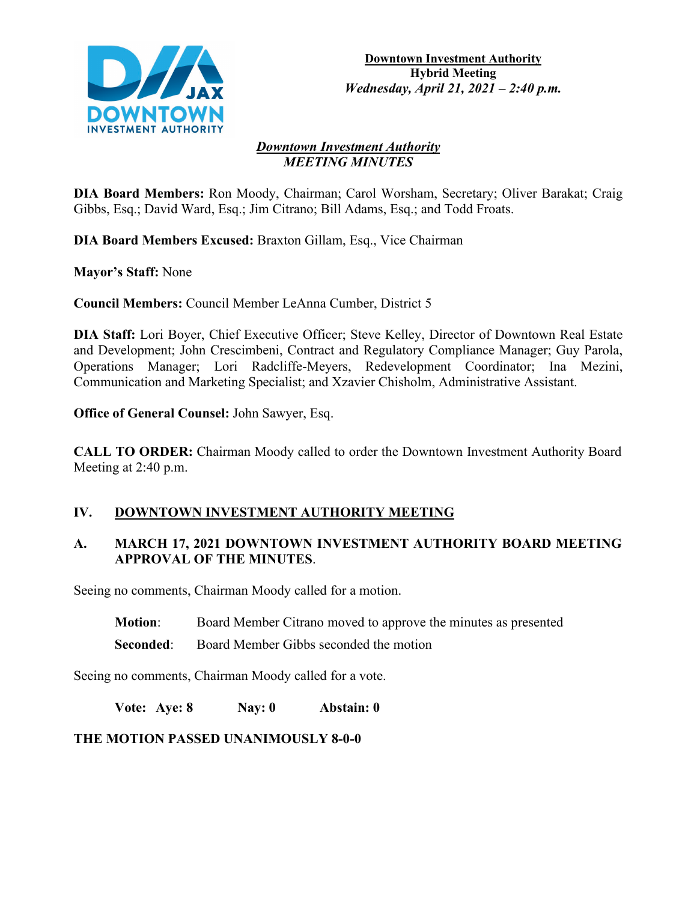**Downtown Investment Authority**
**Hybrid Meeting**
***Wednesday, April 21, 2021 – 2:40 p.m.***

***Downtown Investment Authority***
***MEETING MINUTES***

**DIA Board Members:** Ron Moody, Chairman; Carol Worsham, Secretary; Oliver Barakat; Craig Gibbs, Esq.; David Ward, Esq.; Jim Citrano; Bill Adams, Esq.; and Todd Froats.

**DIA Board Members Excused:** Braxton Gillam, Esq., Vice Chairman

**Mayor's Staff:** None

**Council Members:** Council Member LeAnna Cumber, District 5

**DIA Staff:** Lori Boyer, Chief Executive Officer; Steve Kelley, Director of Downtown Real Estate and Development; John Crescimbeni, Contract and Regulatory Compliance Manager; Guy Parola, Operations Manager; Lori Radcliffe-Meyers, Redevelopment Coordinator; Ina Mezini, Communication and Marketing Specialist; and Xzavier Chisholm, Administrative Assistant.

**Office of General Counsel:** John Sawyer, Esq.

**CALL TO ORDER:** Chairman Moody called to order the Downtown Investment Authority Board Meeting at 2:40 p.m.

## IV. DOWNTOWN INVESTMENT AUTHORITY MEETING

### A. MARCH 17, 2021 DOWNTOWN INVESTMENT AUTHORITY BOARD MEETING APPROVAL OF THE MINUTES.

Seeing no comments, Chairman Moody called for a motion.

**Motion**: Board Member Citrano moved to approve the minutes as presented

**Seconded**: Board Member Gibbs seconded the motion

Seeing no comments, Chairman Moody called for a vote.

**Vote: Aye: 8 Nay: 0 Abstain: 0**

**THE MOTION PASSED UNANIMOUSLY 8-0-0**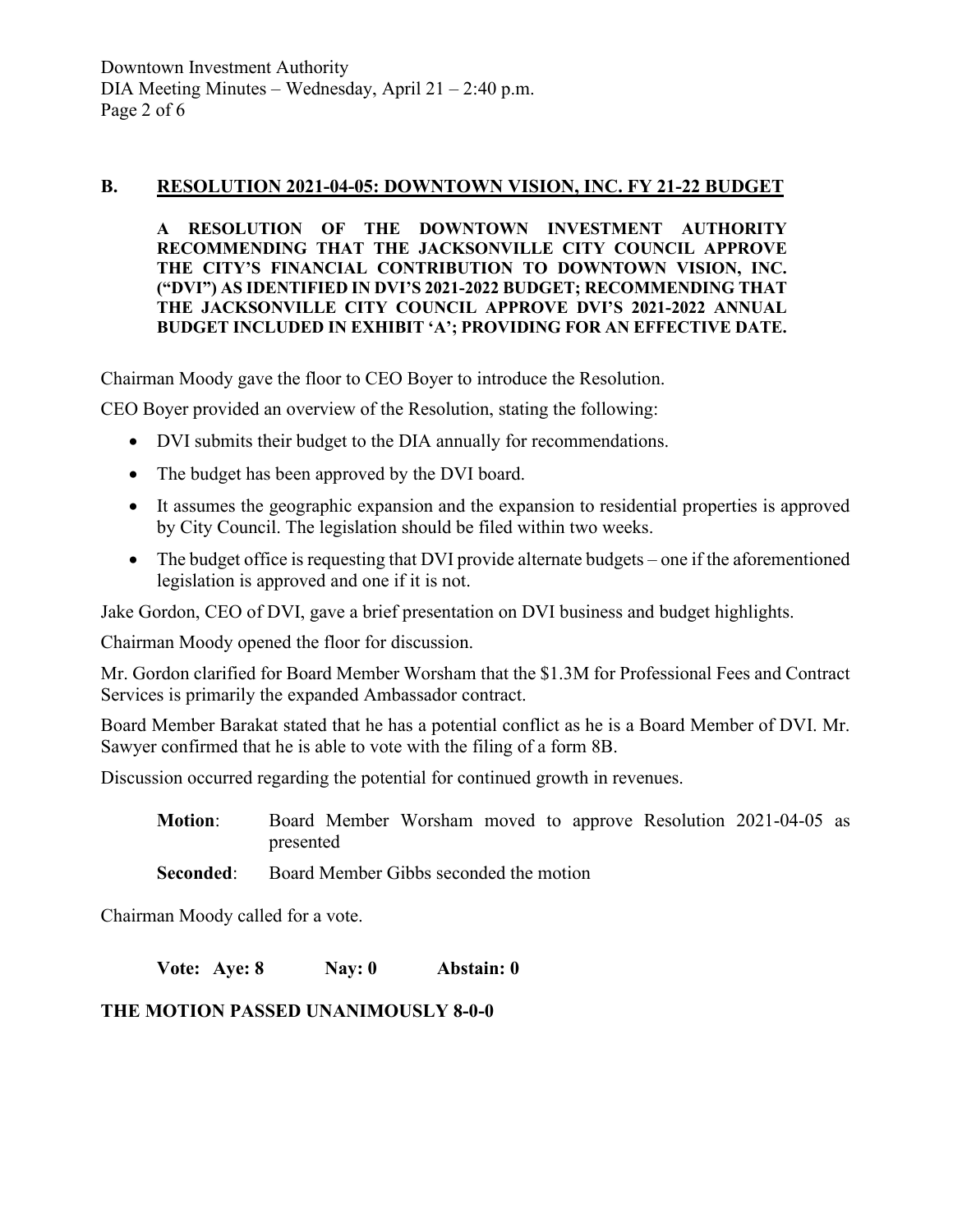## B. RESOLUTION 2021-04-05: DOWNTOWN VISION, INC. FY 21-22 BUDGET

**A RESOLUTION OF THE DOWNTOWN INVESTMENT AUTHORITY RECOMMENDING THAT THE JACKSONVILLE CITY COUNCIL APPROVE THE CITY'S FINANCIAL CONTRIBUTION TO DOWNTOWN VISION, INC. ("DVI") AS IDENTIFIED IN DVI'S 2021-2022 BUDGET; RECOMMENDING THAT THE JACKSONVILLE CITY COUNCIL APPROVE DVI'S 2021-2022 ANNUAL BUDGET INCLUDED IN EXHIBIT 'A'; PROVIDING FOR AN EFFECTIVE DATE.**

Chairman Moody gave the floor to CEO Boyer to introduce the Resolution.

CEO Boyer provided an overview of the Resolution, stating the following:

- DVI submits their budget to the DIA annually for recommendations.
- The budget has been approved by the DVI board.
- It assumes the geographic expansion and the expansion to residential properties is approved by City Council. The legislation should be filed within two weeks.
- The budget office is requesting that DVI provide alternate budgets – one if the aforementioned legislation is approved and one if it is not.

Jake Gordon, CEO of DVI, gave a brief presentation on DVI business and budget highlights.

Chairman Moody opened the floor for discussion.

Mr. Gordon clarified for Board Member Worsham that the $1.3M for Professional Fees and Contract Services is primarily the expanded Ambassador contract.

Board Member Barakat stated that he has a potential conflict as he is a Board Member of DVI. Mr. Sawyer confirmed that he is able to vote with the filing of a form 8B.

Discussion occurred regarding the potential for continued growth in revenues.

**Motion**: Board Member Worsham moved to approve Resolution 2021-04-05 as presented

**Seconded**: Board Member Gibbs seconded the motion

Chairman Moody called for a vote.

**Vote: Aye: 8 Nay: 0 Abstain: 0**

**THE MOTION PASSED UNANIMOUSLY 8-0-0**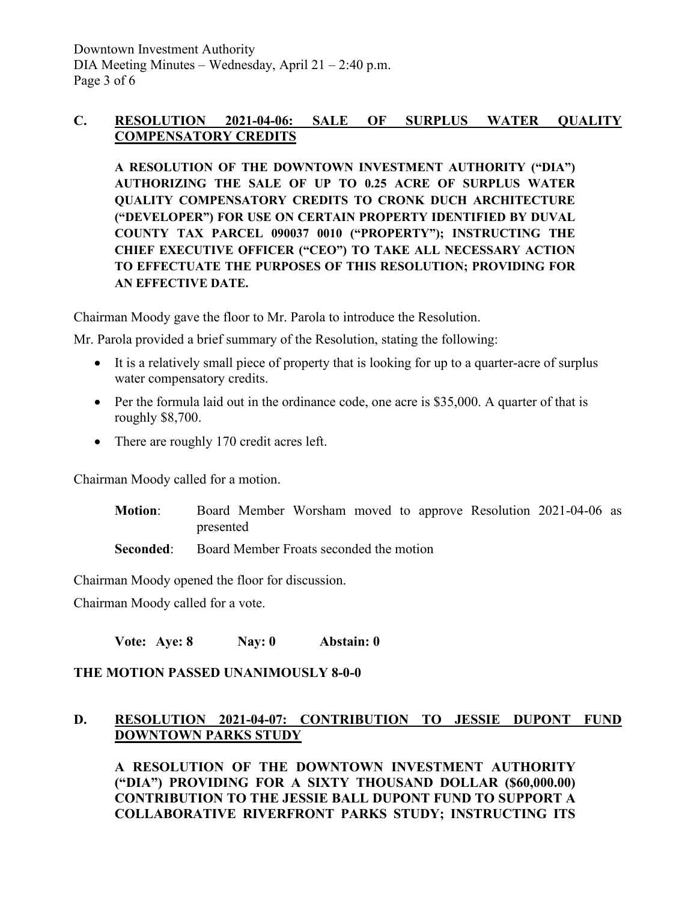## C. RESOLUTION 2021-04-06: SALE OF SURPLUS WATER QUALITY COMPENSATORY CREDITS

**A RESOLUTION OF THE DOWNTOWN INVESTMENT AUTHORITY ("DIA") AUTHORIZING THE SALE OF UP TO 0.25 ACRE OF SURPLUS WATER QUALITY COMPENSATORY CREDITS TO CRONK DUCH ARCHITECTURE ("DEVELOPER") FOR USE ON CERTAIN PROPERTY IDENTIFIED BY DUVAL COUNTY TAX PARCEL 090037 0010 ("PROPERTY"); INSTRUCTING THE CHIEF EXECUTIVE OFFICER ("CEO") TO TAKE ALL NECESSARY ACTION TO EFFECTUATE THE PURPOSES OF THIS RESOLUTION; PROVIDING FOR AN EFFECTIVE DATE.**

Chairman Moody gave the floor to Mr. Parola to introduce the Resolution.

Mr. Parola provided a brief summary of the Resolution, stating the following:

- It is a relatively small piece of property that is looking for up to a quarter-acre of surplus water compensatory credits.
- Per the formula laid out in the ordinance code, one acre is $35,000. A quarter of that is roughly $8,700.
- There are roughly 170 credit acres left.

Chairman Moody called for a motion.

**Motion**: Board Member Worsham moved to approve Resolution 2021-04-06 as presented

**Seconded**: Board Member Froats seconded the motion

Chairman Moody opened the floor for discussion.

Chairman Moody called for a vote.

**Vote: Aye: 8 Nay: 0 Abstain: 0**

**THE MOTION PASSED UNANIMOUSLY 8-0-0**

## D. RESOLUTION 2021-04-07: CONTRIBUTION TO JESSIE DUPONT FUND DOWNTOWN PARKS STUDY

**A RESOLUTION OF THE DOWNTOWN INVESTMENT AUTHORITY ("DIA") PROVIDING FOR A SIXTY THOUSAND DOLLAR ($60,000.00) CONTRIBUTION TO THE JESSIE BALL DUPONT FUND TO SUPPORT A COLLABORATIVE RIVERFRONT PARKS STUDY; INSTRUCTING ITS**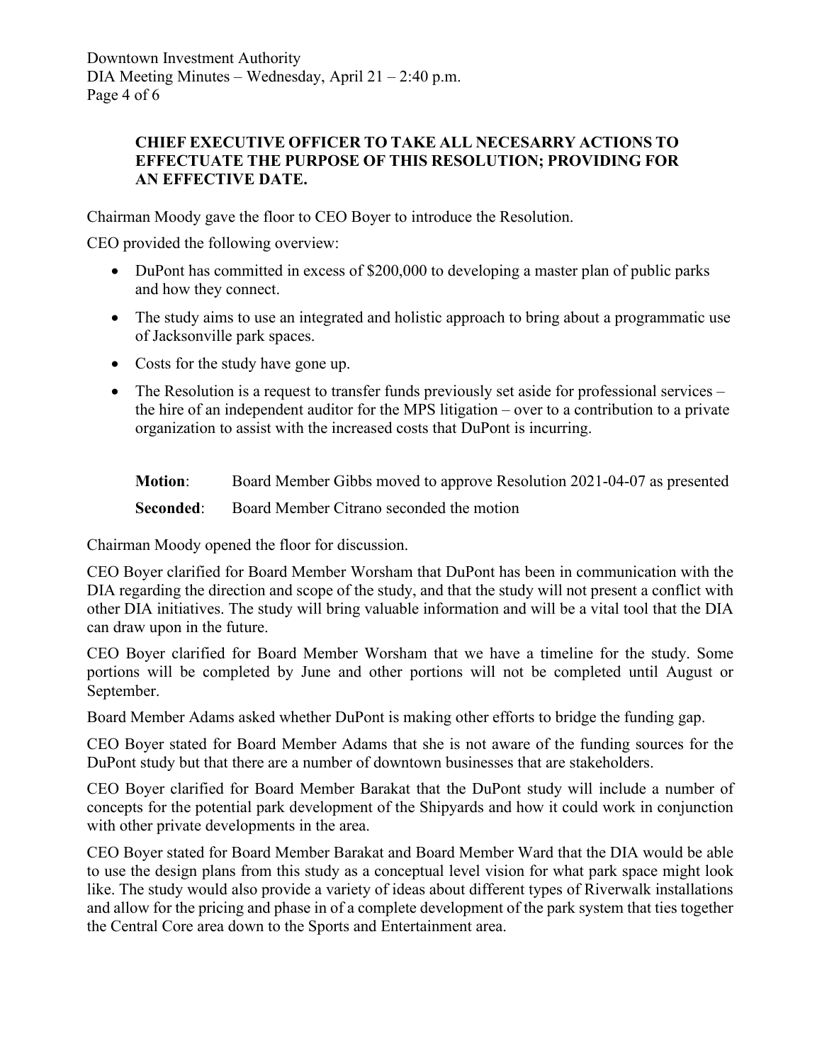**CHIEF EXECUTIVE OFFICER TO TAKE ALL NECESARRY ACTIONS TO EFFECTUATE THE PURPOSE OF THIS RESOLUTION; PROVIDING FOR AN EFFECTIVE DATE.**

Chairman Moody gave the floor to CEO Boyer to introduce the Resolution.

CEO provided the following overview:

- DuPont has committed in excess of $200,000 to developing a master plan of public parks and how they connect.
- The study aims to use an integrated and holistic approach to bring about a programmatic use of Jacksonville park spaces.
- Costs for the study have gone up.
- The Resolution is a request to transfer funds previously set aside for professional services – the hire of an independent auditor for the MPS litigation – over to a contribution to a private organization to assist with the increased costs that DuPont is incurring.

**Motion**: Board Member Gibbs moved to approve Resolution 2021-04-07 as presented

**Seconded**: Board Member Citrano seconded the motion

Chairman Moody opened the floor for discussion.

CEO Boyer clarified for Board Member Worsham that DuPont has been in communication with the DIA regarding the direction and scope of the study, and that the study will not present a conflict with other DIA initiatives. The study will bring valuable information and will be a vital tool that the DIA can draw upon in the future.

CEO Boyer clarified for Board Member Worsham that we have a timeline for the study. Some portions will be completed by June and other portions will not be completed until August or September.

Board Member Adams asked whether DuPont is making other efforts to bridge the funding gap.

CEO Boyer stated for Board Member Adams that she is not aware of the funding sources for the DuPont study but that there are a number of downtown businesses that are stakeholders.

CEO Boyer clarified for Board Member Barakat that the DuPont study will include a number of concepts for the potential park development of the Shipyards and how it could work in conjunction with other private developments in the area.

CEO Boyer stated for Board Member Barakat and Board Member Ward that the DIA would be able to use the design plans from this study as a conceptual level vision for what park space might look like. The study would also provide a variety of ideas about different types of Riverwalk installations and allow for the pricing and phase in of a complete development of the park system that ties together the Central Core area down to the Sports and Entertainment area.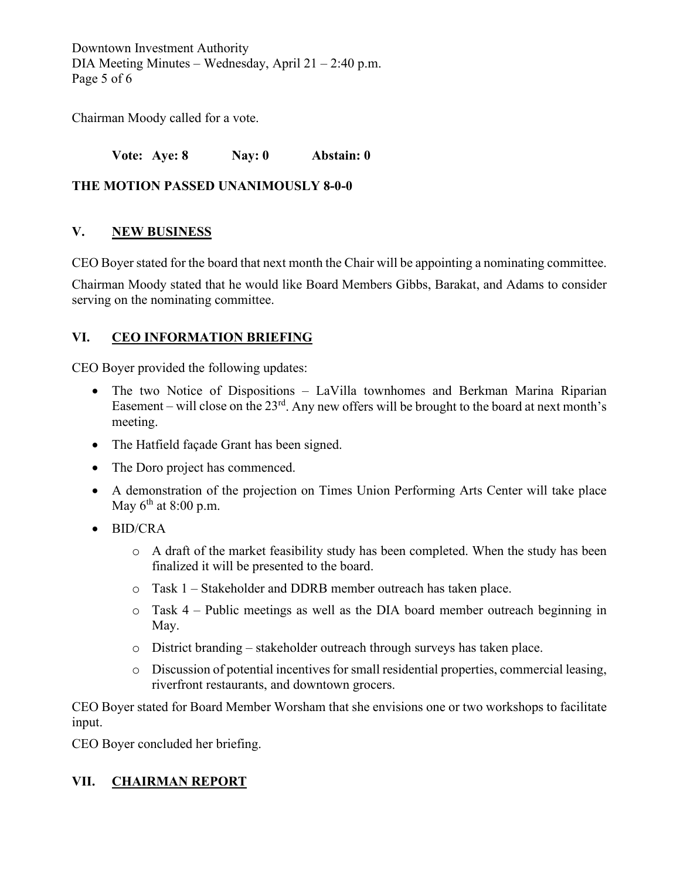Chairman Moody called for a vote.

**Vote: Aye: 8 Nay: 0 Abstain: 0**

**THE MOTION PASSED UNANIMOUSLY 8-0-0**

## V. NEW BUSINESS

CEO Boyer stated for the board that next month the Chair will be appointing a nominating committee.

Chairman Moody stated that he would like Board Members Gibbs, Barakat, and Adams to consider serving on the nominating committee.

## VI. CEO INFORMATION BRIEFING

CEO Boyer provided the following updates:

- The two Notice of Dispositions – LaVilla townhomes and Berkman Marina Riparian Easement – will close on the 23rd. Any new offers will be brought to the board at next month's meeting.
- The Hatfield façade Grant has been signed.
- The Doro project has commenced.
- A demonstration of the projection on Times Union Performing Arts Center will take place May 6th at 8:00 p.m.
- BID/CRA
    - A draft of the market feasibility study has been completed. When the study has been finalized it will be presented to the board.
    - Task 1 – Stakeholder and DDRB member outreach has taken place.
    - Task 4 – Public meetings as well as the DIA board member outreach beginning in May.
    - District branding – stakeholder outreach through surveys has taken place.
    - Discussion of potential incentives for small residential properties, commercial leasing, riverfront restaurants, and downtown grocers.

CEO Boyer stated for Board Member Worsham that she envisions one or two workshops to facilitate input.

CEO Boyer concluded her briefing.

## VII. CHAIRMAN REPORT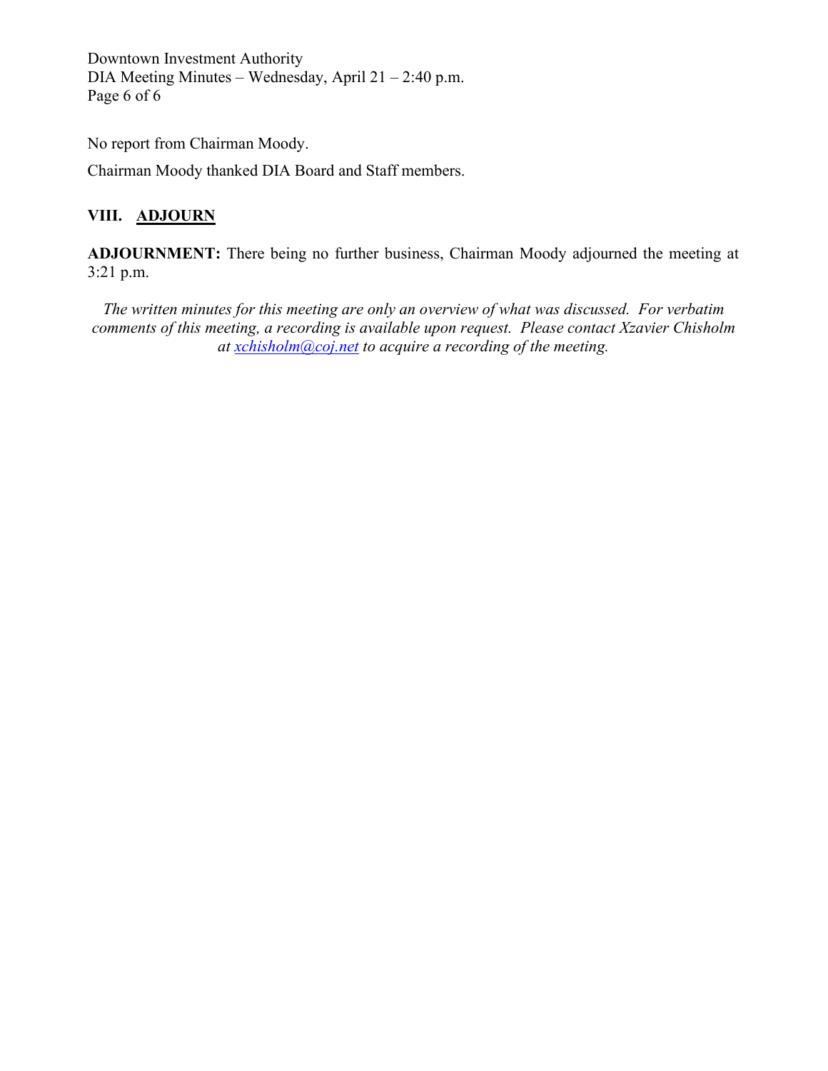No report from Chairman Moody.

Chairman Moody thanked DIA Board and Staff members.

## VIII. ADJOURN

**ADJOURNMENT:** There being no further business, Chairman Moody adjourned the meeting at 3:21 p.m.

*The written minutes for this meeting are only an overview of what was discussed. For verbatim comments of this meeting, a recording is available upon request. Please contact Xzavier Chisholm at [xchisholm@coj.net](mailto:xchisholm@coj.net) to acquire a recording of the meeting.*